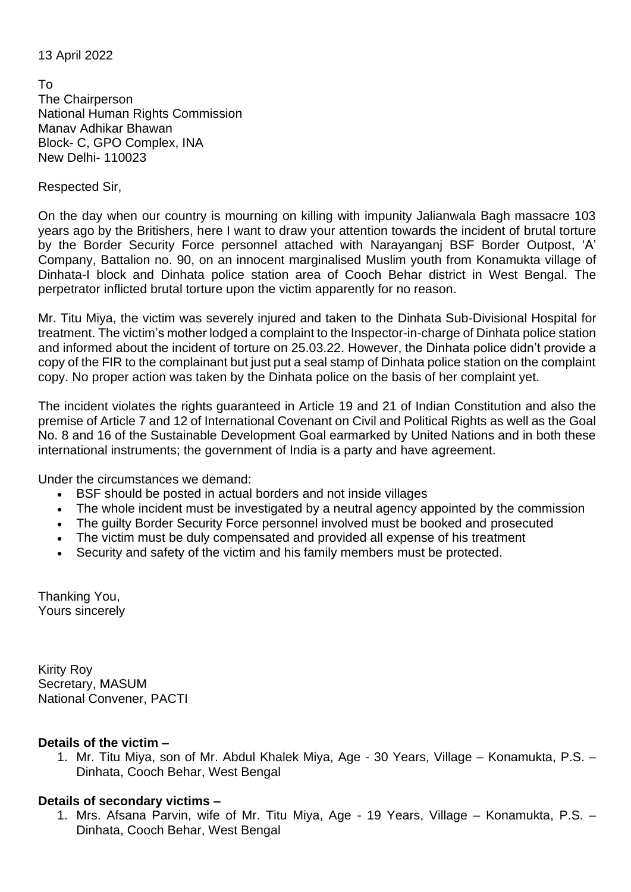13 April 2022

To
The Chairperson
National Human Rights Commission
Manav Adhikar Bhawan
Block- C, GPO Complex, INA
New Delhi- 110023

Respected Sir,

On the day when our country is mourning on killing with impunity Jalianwala Bagh massacre 103 years ago by the Britishers, here I want to draw your attention towards the incident of brutal torture by the Border Security Force personnel attached with Narayanganj BSF Border Outpost, 'A' Company, Battalion no. 90, on an innocent marginalised Muslim youth from Konamukta village of Dinhata-I block and Dinhata police station area of Cooch Behar district in West Bengal. The perpetrator inflicted brutal torture upon the victim apparently for no reason.

Mr. Titu Miya, the victim was severely injured and taken to the Dinhata Sub-Divisional Hospital for treatment. The victim's mother lodged a complaint to the Inspector-in-charge of Dinhata police station and informed about the incident of torture on 25.03.22. However, the Dinhata police didn't provide a copy of the FIR to the complainant but just put a seal stamp of Dinhata police station on the complaint copy. No proper action was taken by the Dinhata police on the basis of her complaint yet.

The incident violates the rights guaranteed in Article 19 and 21 of Indian Constitution and also the premise of Article 7 and 12 of International Covenant on Civil and Political Rights as well as the Goal No. 8 and 16 of the Sustainable Development Goal earmarked by United Nations and in both these international instruments; the government of India is a party and have agreement.

Under the circumstances we demand:

- BSF should be posted in actual borders and not inside villages
- The whole incident must be investigated by a neutral agency appointed by the commission
- The guilty Border Security Force personnel involved must be booked and prosecuted
- The victim must be duly compensated and provided all expense of his treatment
- Security and safety of the victim and his family members must be protected.

Thanking You,
Yours sincerely

Kirity Roy
Secretary, MASUM
National Convener, PACTI

**Details of the victim –**

1. Mr. Titu Miya, son of Mr. Abdul Khalek Miya, Age - 30 Years, Village – Konamukta, P.S. – Dinhata, Cooch Behar, West Bengal

**Details of secondary victims –**

1. Mrs. Afsana Parvin, wife of Mr. Titu Miya, Age - 19 Years, Village – Konamukta, P.S. – Dinhata, Cooch Behar, West Bengal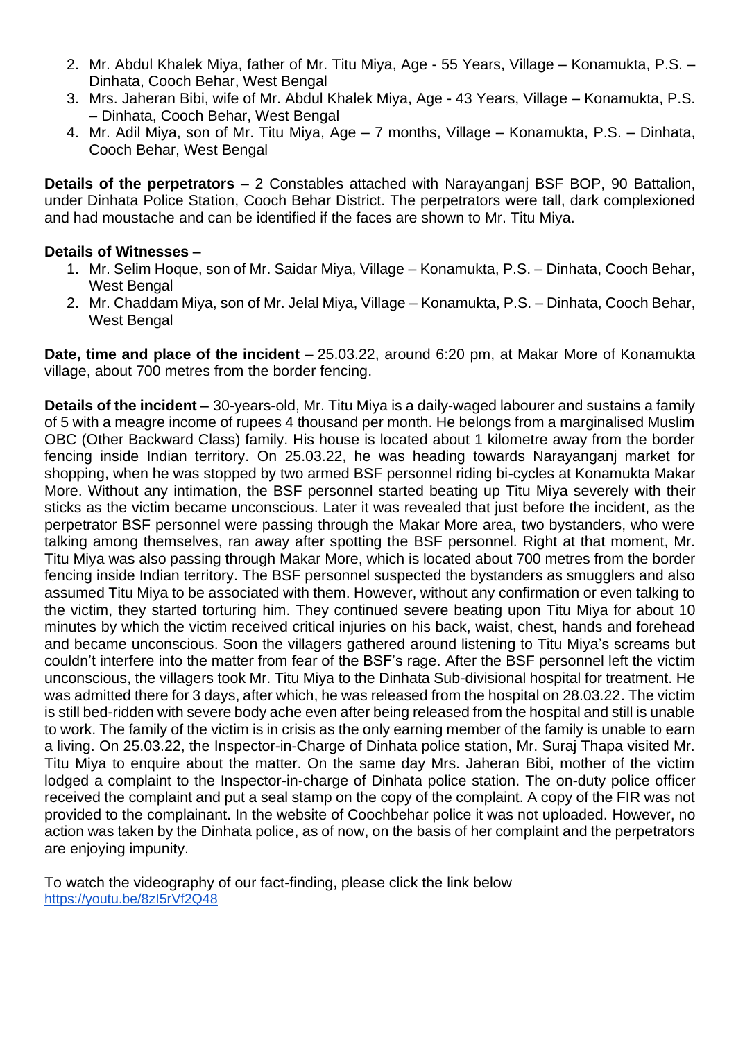2. Mr. Abdul Khalek Miya, father of Mr. Titu Miya, Age - 55 Years, Village – Konamukta, P.S. – Dinhata, Cooch Behar, West Bengal
3. Mrs. Jaheran Bibi, wife of Mr. Abdul Khalek Miya, Age - 43 Years, Village – Konamukta, P.S. – Dinhata, Cooch Behar, West Bengal
4. Mr. Adil Miya, son of Mr. Titu Miya, Age – 7 months, Village – Konamukta, P.S. – Dinhata, Cooch Behar, West Bengal

**Details of the perpetrators** – 2 Constables attached with Narayanganj BSF BOP, 90 Battalion, under Dinhata Police Station, Cooch Behar District. The perpetrators were tall, dark complexioned and had moustache and can be identified if the faces are shown to Mr. Titu Miya.

**Details of Witnesses –**

1. Mr. Selim Hoque, son of Mr. Saidar Miya, Village – Konamukta, P.S. – Dinhata, Cooch Behar, West Bengal
2. Mr. Chaddam Miya, son of Mr. Jelal Miya, Village – Konamukta, P.S. – Dinhata, Cooch Behar, West Bengal

**Date, time and place of the incident** – 25.03.22, around 6:20 pm, at Makar More of Konamukta village, about 700 metres from the border fencing.

**Details of the incident –** 30-years-old, Mr. Titu Miya is a daily-waged labourer and sustains a family of 5 with a meagre income of rupees 4 thousand per month. He belongs from a marginalised Muslim OBC (Other Backward Class) family. His house is located about 1 kilometre away from the border fencing inside Indian territory. On 25.03.22, he was heading towards Narayanganj market for shopping, when he was stopped by two armed BSF personnel riding bi-cycles at Konamukta Makar More. Without any intimation, the BSF personnel started beating up Titu Miya severely with their sticks as the victim became unconscious. Later it was revealed that just before the incident, as the perpetrator BSF personnel were passing through the Makar More area, two bystanders, who were talking among themselves, ran away after spotting the BSF personnel. Right at that moment, Mr. Titu Miya was also passing through Makar More, which is located about 700 metres from the border fencing inside Indian territory. The BSF personnel suspected the bystanders as smugglers and also assumed Titu Miya to be associated with them. However, without any confirmation or even talking to the victim, they started torturing him. They continued severe beating upon Titu Miya for about 10 minutes by which the victim received critical injuries on his back, waist, chest, hands and forehead and became unconscious. Soon the villagers gathered around listening to Titu Miya's screams but couldn't interfere into the matter from fear of the BSF's rage. After the BSF personnel left the victim unconscious, the villagers took Mr. Titu Miya to the Dinhata Sub-divisional hospital for treatment. He was admitted there for 3 days, after which, he was released from the hospital on 28.03.22. The victim is still bed-ridden with severe body ache even after being released from the hospital and still is unable to work. The family of the victim is in crisis as the only earning member of the family is unable to earn a living. On 25.03.22, the Inspector-in-Charge of Dinhata police station, Mr. Suraj Thapa visited Mr. Titu Miya to enquire about the matter. On the same day Mrs. Jaheran Bibi, mother of the victim lodged a complaint to the Inspector-in-charge of Dinhata police station. The on-duty police officer received the complaint and put a seal stamp on the copy of the complaint. A copy of the FIR was not provided to the complainant. In the website of Coochbehar police it was not uploaded. However, no action was taken by the Dinhata police, as of now, on the basis of her complaint and the perpetrators are enjoying impunity.

To watch the videography of our fact-finding, please click the link below
[https://youtu.be/8zI5rVf2Q48](https://youtu.be/8zI5rVf2Q48)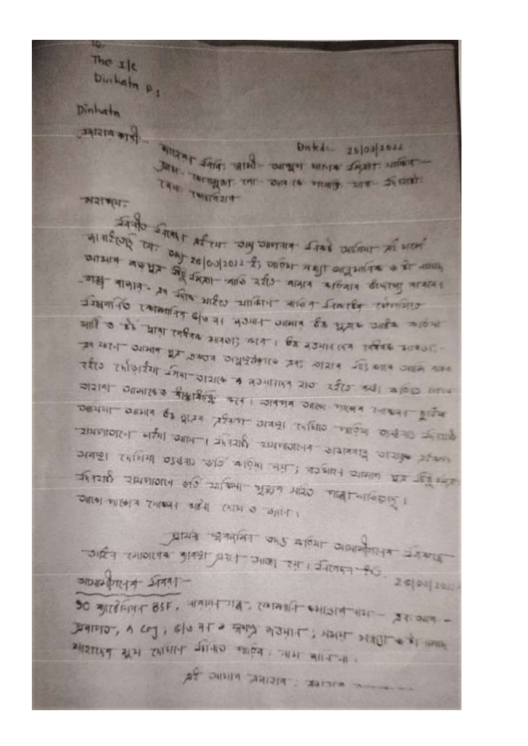To,
The I/c
Dinhata P.S.
Dinhata

Dated- 25/03/2022

মহাশয়,

10 ব্যাটেলিয়ন BSF, A Coy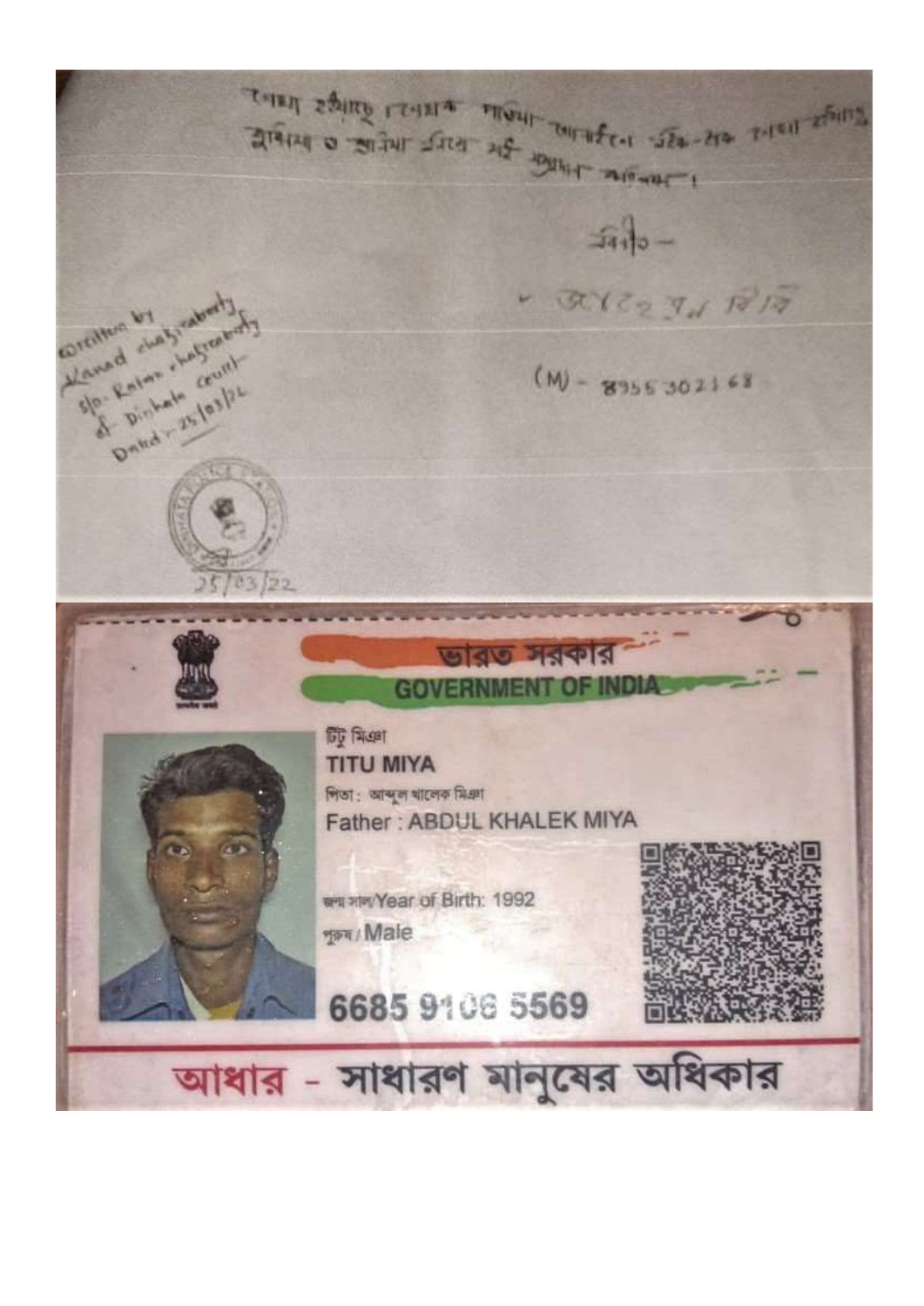লেখা হইয়াছে। লেখক পড়িয়া শুনাইলে ঠিক-ঠাক লেখা হইয়াছে বুঝিয়া ও জানিয়া নিজে সই প্রদান করিলাম।

বিনীত —

টিটু মিঞা

(M) - 8955302168

Written by
Kanad Chakraborty
S/o- Ratan Chakraborty
of Dinhata Court
Dated - 25/03/22

25/03/22

---

ভারত সরকার
**GOVERNMENT OF INDIA**

টিটু মিঞা
**TITU MIYA**

পিতা: আব্দুল খালেক মিঞা
Father : ABDUL KHALEK MIYA

জন্ম সাল/Year of Birth: 1992

পুরুষ / Male

**6685 9106 5569**

আধার - সাধারণ মানুষের অধিকার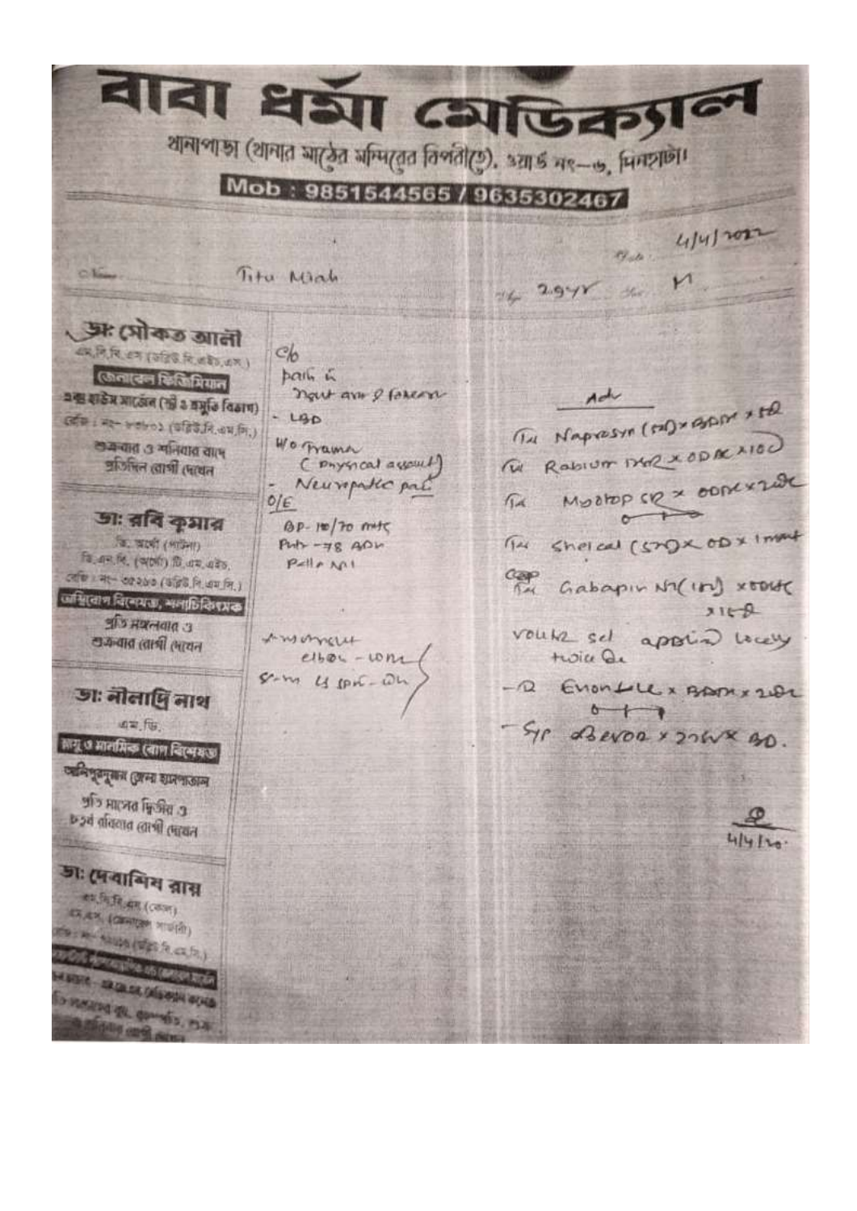# বাবা ধর্মা মেডিক্যাল

খানাপাড়া (থানার মাঠের মন্দিরের বিপরীতে), ওয়ার্ড নং—৬, দিনহাটা।

**Mob : 9851544565 / 9635302467**

Name: Titu Miah

Date: 6/4/2022

Age: 29yr Sex: M

---

**ডাঃ সৌকত আলী**

এম.বি.বি.এস (ডব্লিউ.বি.এইচ.এস.)

জেনারেল ফিজিসিয়ান

প্রতি শুক্রবার ও শনিবার বাদে প্রতিদিন রোগী দেখেন

**ডাঃ রবি কুমার**

অস্থিরোগ বিশেষজ্ঞ, শল্যচিকিৎসক

প্রতি মঙ্গলবার ও শুক্রবার রোগী দেখেন

**ডাঃ নীলাদ্রি নাথ**

এম.ডি.

স্নায়ু ও মানসিক রোগ বিশেষজ্ঞ

প্রতি মাসের দ্বিতীয় ও চতুর্থ রবিবার রোগী দেখেন

**ডাঃ দেবাশিষ রায়**

---

C/o
pain c
Rt arm & forearm
- LBD
H/o trauma
(Physical assault)
- Neuropathic pain

O/E
BP - 110/70 mmHg
Pulse - 78 /min
Pallor Nil

Advice
elbow - 10mm
S-m LS spine - 2Dh

---

Adv

Tab Naprosyn (500) × BDPC × 5D
Tab Rabium DSR × OD AC × 10D
Tab Myotop SR × OD × 20D
Tab Shelcal (500) × OD × 1 month
Cap Gabapin NT (100) × OD HS × 15D
Volini gel apply locally twice daily
- Enoxtelle × BDPC × 20D
- Syp Cheston × 20ml × 3D.

6/4/22